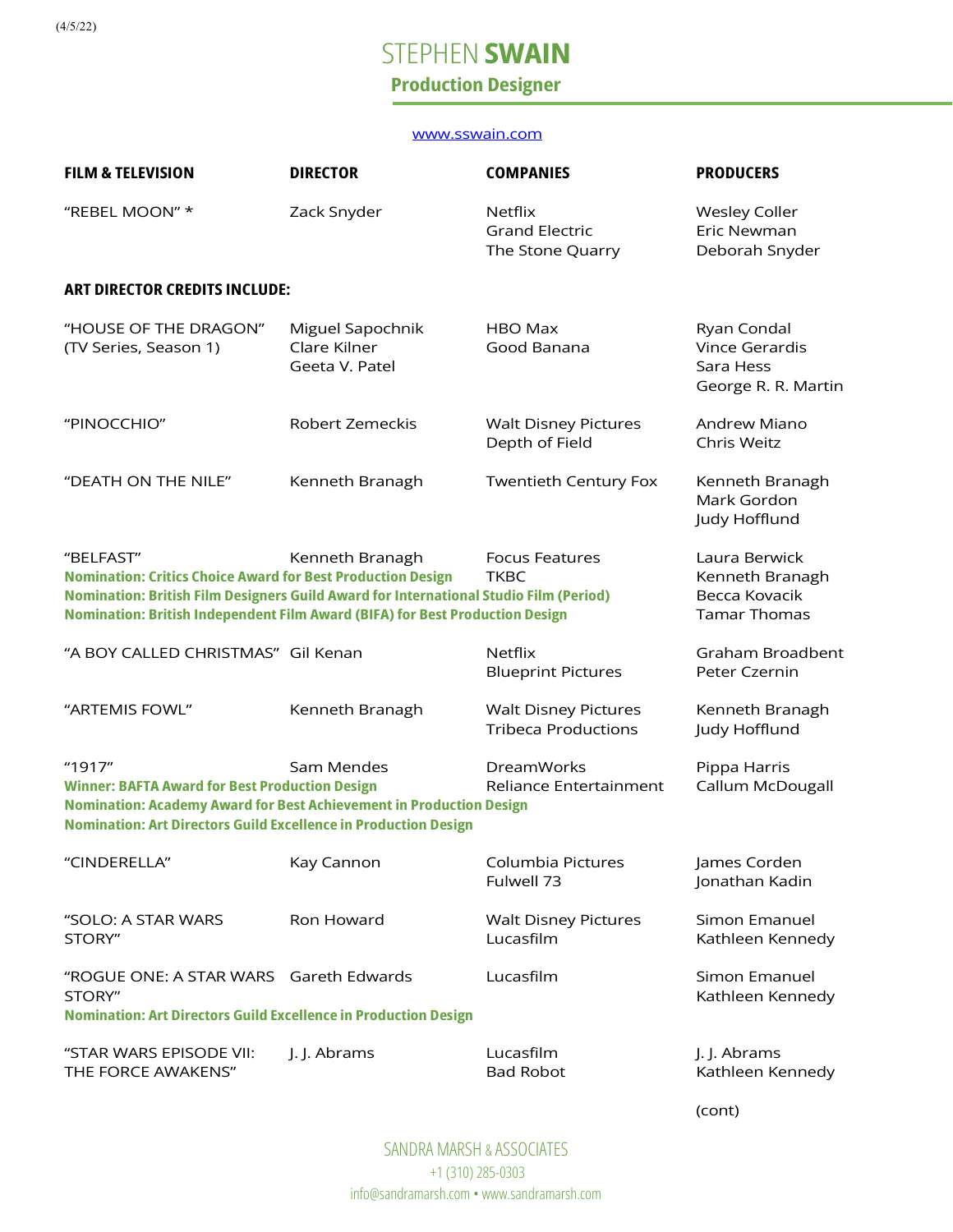(4/5/22)

# STEPHEN **SWAIN**

## Production Designer

www.sswain.com

| FILM & TELEVISION | DIRECTOR | COMPANIES | PRODUCERS |
|---|---|---|---|
| "REBEL MOON" * | Zack Snyder | Netflix<br>Grand Electric<br>The Stone Quarry | Wesley Coller<br>Eric Newman<br>Deborah Snyder |

**ART DIRECTOR CREDITS INCLUDE:**

| FILM & TELEVISION | DIRECTOR | COMPANIES | PRODUCERS |
|---|---|---|---|
| "HOUSE OF THE DRAGON"<br>(TV Series, Season 1) | Miguel Sapochnik<br>Clare Kilner<br>Geeta V. Patel | HBO Max<br>Good Banana | Ryan Condal<br>Vince Gerardis<br>Sara Hess<br>George R. R. Martin |
| "PINOCCHIO" | Robert Zemeckis | Walt Disney Pictures<br>Depth of Field | Andrew Miano<br>Chris Weitz |
| "DEATH ON THE NILE" | Kenneth Branagh | Twentieth Century Fox | Kenneth Branagh<br>Mark Gordon<br>Judy Hofflund |
| "BELFAST"<br>**Nomination: Critics Choice Award for Best Production Design**<br>**Nomination: British Film Designers Guild Award for International Studio Film (Period)**<br>**Nomination: British Independent Film Award (BIFA) for Best Production Design** | Kenneth Branagh | Focus Features<br>TKBC | Laura Berwick<br>Kenneth Branagh<br>Becca Kovacik<br>Tamar Thomas |
| "A BOY CALLED CHRISTMAS" | Gil Kenan | Netflix<br>Blueprint Pictures | Graham Broadbent<br>Peter Czernin |
| "ARTEMIS FOWL" | Kenneth Branagh | Walt Disney Pictures<br>Tribeca Productions | Kenneth Branagh<br>Judy Hofflund |
| "1917"<br>**Winner: BAFTA Award for Best Production Design**<br>**Nomination: Academy Award for Best Achievement in Production Design**<br>**Nomination: Art Directors Guild Excellence in Production Design** | Sam Mendes | DreamWorks<br>Reliance Entertainment | Pippa Harris<br>Callum McDougall |
| "CINDERELLA" | Kay Cannon | Columbia Pictures<br>Fulwell 73 | James Corden<br>Jonathan Kadin |
| "SOLO: A STAR WARS STORY" | Ron Howard | Walt Disney Pictures<br>Lucasfilm | Simon Emanuel<br>Kathleen Kennedy |
| "ROGUE ONE: A STAR WARS STORY"<br>**Nomination: Art Directors Guild Excellence in Production Design** | Gareth Edwards | Lucasfilm | Simon Emanuel<br>Kathleen Kennedy |
| "STAR WARS EPISODE VII: THE FORCE AWAKENS" | J. J. Abrams | Lucasfilm<br>Bad Robot | J. J. Abrams<br>Kathleen Kennedy |

(cont)

SANDRA MARSH & ASSOCIATES
+1 (310) 285-0303
info@sandramarsh.com • www.sandramarsh.com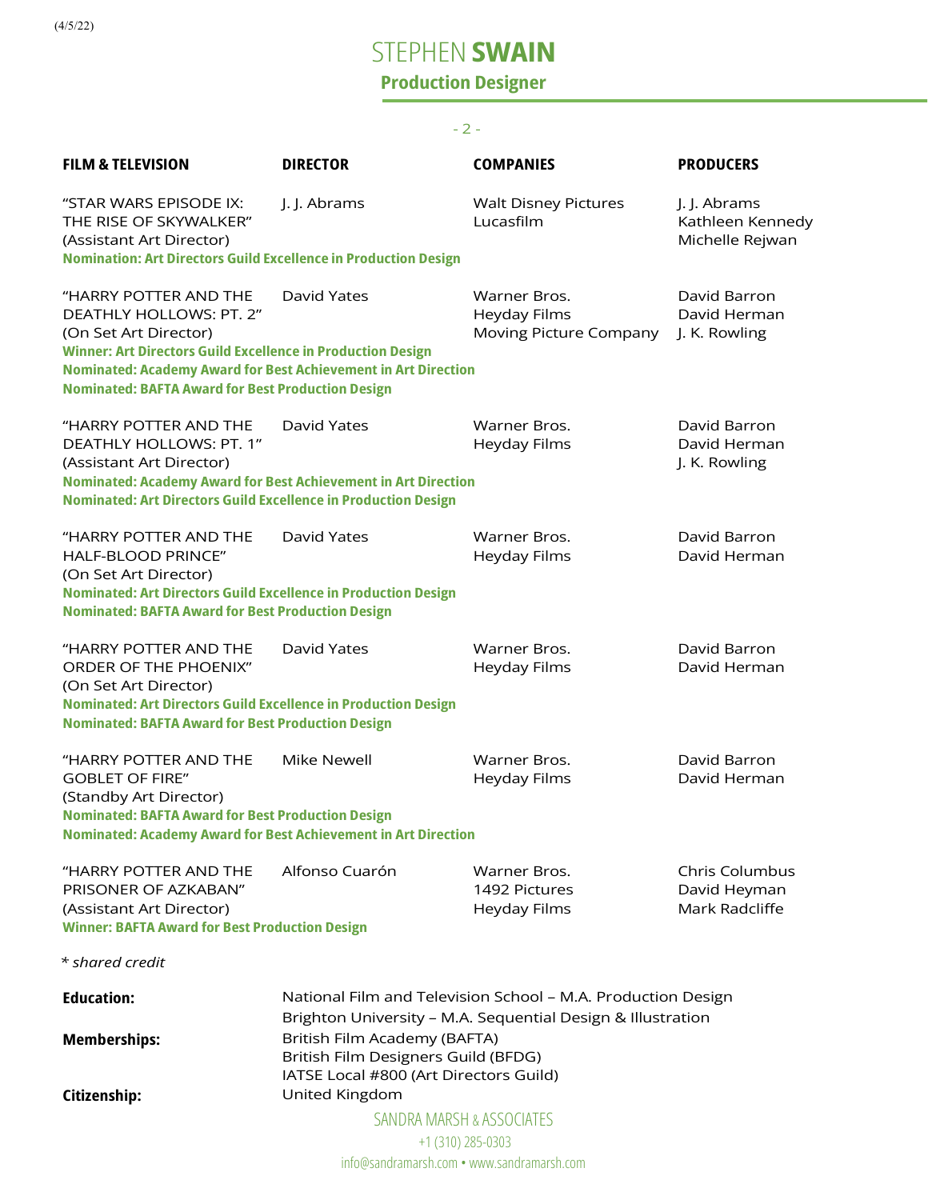| FILM & TELEVISION | DIRECTOR | COMPANIES | PRODUCERS |
|---|---|---|---|
| "STAR WARS EPISODE IX: THE RISE OF SKYWALKER" (Assistant Art Director) **Nomination: Art Directors Guild Excellence in Production Design** | J. J. Abrams | Walt Disney Pictures Lucasfilm | J. J. Abrams Kathleen Kennedy Michelle Rejwan |
| "HARRY POTTER AND THE DEATHLY HOLLOWS: PT. 2" (On Set Art Director) **Winner: Art Directors Guild Excellence in Production Design** **Nominated: Academy Award for Best Achievement in Art Direction** **Nominated: BAFTA Award for Best Production Design** | David Yates | Warner Bros. Heyday Films Moving Picture Company | David Barron David Herman J. K. Rowling |
| "HARRY POTTER AND THE DEATHLY HOLLOWS: PT. 1" (Assistant Art Director) **Nominated: Academy Award for Best Achievement in Art Direction** **Nominated: Art Directors Guild Excellence in Production Design** | David Yates | Warner Bros. Heyday Films | David Barron David Herman J. K. Rowling |
| "HARRY POTTER AND THE HALF-BLOOD PRINCE" (On Set Art Director) **Nominated: Art Directors Guild Excellence in Production Design** **Nominated: BAFTA Award for Best Production Design** | David Yates | Warner Bros. Heyday Films | David Barron David Herman |
| "HARRY POTTER AND THE ORDER OF THE PHOENIX" (On Set Art Director) **Nominated: Art Directors Guild Excellence in Production Design** **Nominated: BAFTA Award for Best Production Design** | David Yates | Warner Bros. Heyday Films | David Barron David Herman |
| "HARRY POTTER AND THE GOBLET OF FIRE" (Standby Art Director) **Nominated: BAFTA Award for Best Production Design** **Nominated: Academy Award for Best Achievement in Art Direction** | Mike Newell | Warner Bros. Heyday Films | David Barron David Herman |
| "HARRY POTTER AND THE PRISONER OF AZKABAN" (Assistant Art Director) **Winner: BAFTA Award for Best Production Design** | Alfonso Cuarón | Warner Bros. 1492 Pictures Heyday Films | Chris Columbus David Heyman Mark Radcliffe |

*\* shared credit*

**Education:** National Film and Television School – M.A. Production Design
Brighton University – M.A. Sequential Design & Illustration

**Memberships:** British Film Academy (BAFTA)
British Film Designers Guild (BFDG)
IATSE Local #800 (Art Directors Guild)

**Citizenship:** United Kingdom